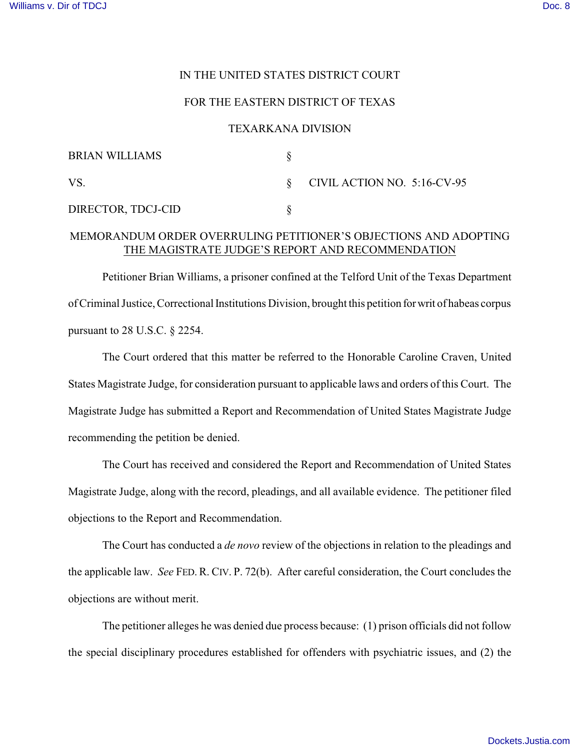IN THE UNITED STATES DISTRICT COURT

FOR THE EASTERN DISTRICT OF TEXAS

TEXARKANA DIVISION

| | | |
|---|---|---|
| BRIAN WILLIAMS | § | |
| VS. | § | CIVIL ACTION NO. 5:16-CV-95 |
| DIRECTOR, TDCJ-CID | § | |

MEMORANDUM ORDER OVERRULING PETITIONER'S OBJECTIONS AND ADOPTING THE MAGISTRATE JUDGE'S REPORT AND RECOMMENDATION

Petitioner Brian Williams, a prisoner confined at the Telford Unit of the Texas Department of Criminal Justice, Correctional Institutions Division, brought this petition for writ of habeas corpus pursuant to 28 U.S.C. § 2254.

The Court ordered that this matter be referred to the Honorable Caroline Craven, United States Magistrate Judge, for consideration pursuant to applicable laws and orders of this Court. The Magistrate Judge has submitted a Report and Recommendation of United States Magistrate Judge recommending the petition be denied.

The Court has received and considered the Report and Recommendation of United States Magistrate Judge, along with the record, pleadings, and all available evidence. The petitioner filed objections to the Report and Recommendation.

The Court has conducted a *de novo* review of the objections in relation to the pleadings and the applicable law. *See* FED. R. CIV. P. 72(b). After careful consideration, the Court concludes the objections are without merit.

The petitioner alleges he was denied due process because: (1) prison officials did not follow the special disciplinary procedures established for offenders with psychiatric issues, and (2) the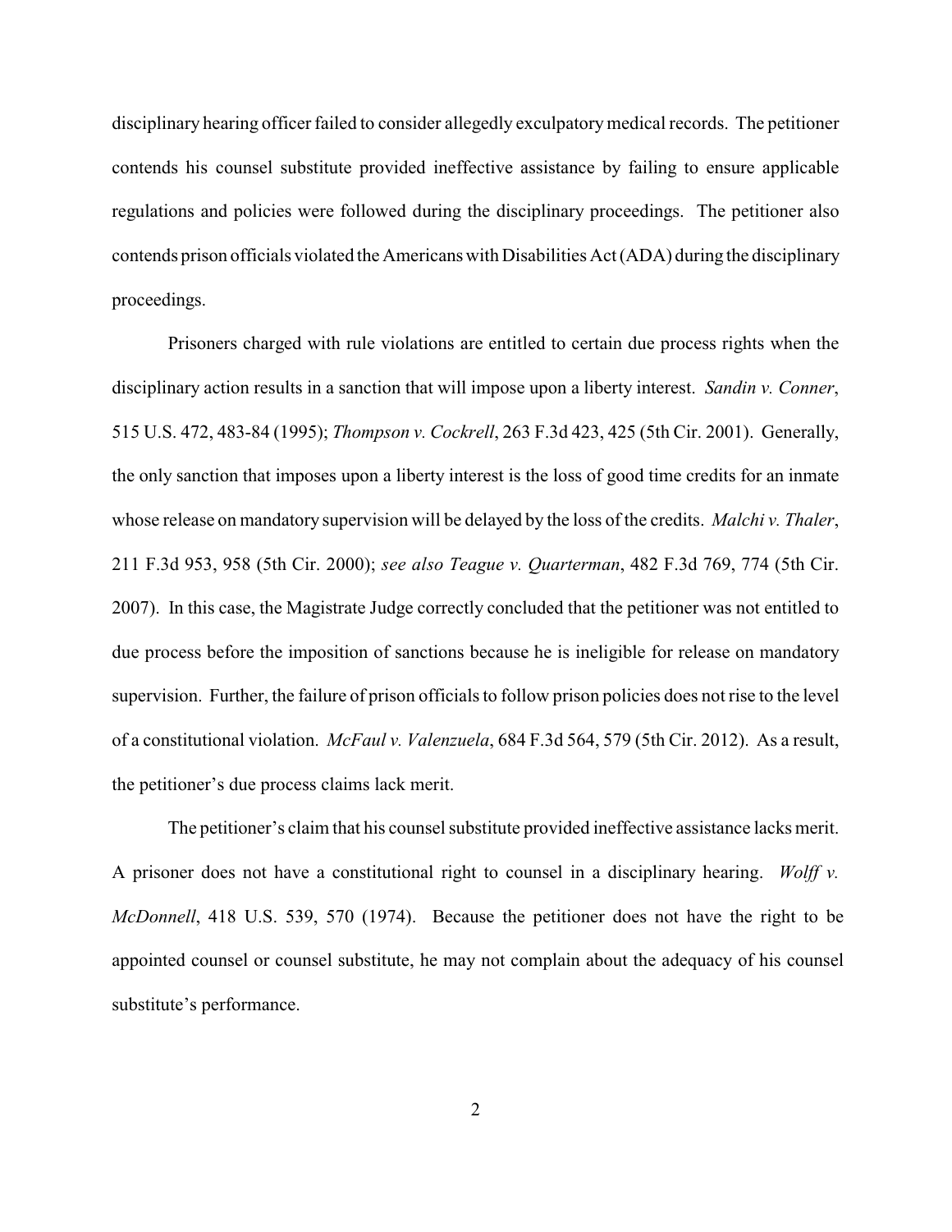disciplinary hearing officer failed to consider allegedly exculpatory medical records. The petitioner contends his counsel substitute provided ineffective assistance by failing to ensure applicable regulations and policies were followed during the disciplinary proceedings. The petitioner also contends prison officials violated the Americans with Disabilities Act (ADA) during the disciplinary proceedings.

Prisoners charged with rule violations are entitled to certain due process rights when the disciplinary action results in a sanction that will impose upon a liberty interest. *Sandin v. Conner*, 515 U.S. 472, 483-84 (1995); *Thompson v. Cockrell*, 263 F.3d 423, 425 (5th Cir. 2001). Generally, the only sanction that imposes upon a liberty interest is the loss of good time credits for an inmate whose release on mandatory supervision will be delayed by the loss of the credits. *Malchi v. Thaler*, 211 F.3d 953, 958 (5th Cir. 2000); *see also Teague v. Quarterman*, 482 F.3d 769, 774 (5th Cir. 2007). In this case, the Magistrate Judge correctly concluded that the petitioner was not entitled to due process before the imposition of sanctions because he is ineligible for release on mandatory supervision. Further, the failure of prison officials to follow prison policies does not rise to the level of a constitutional violation. *McFaul v. Valenzuela*, 684 F.3d 564, 579 (5th Cir. 2012). As a result, the petitioner's due process claims lack merit.

The petitioner's claim that his counsel substitute provided ineffective assistance lacks merit. A prisoner does not have a constitutional right to counsel in a disciplinary hearing. *Wolff v. McDonnell*, 418 U.S. 539, 570 (1974). Because the petitioner does not have the right to be appointed counsel or counsel substitute, he may not complain about the adequacy of his counsel substitute's performance.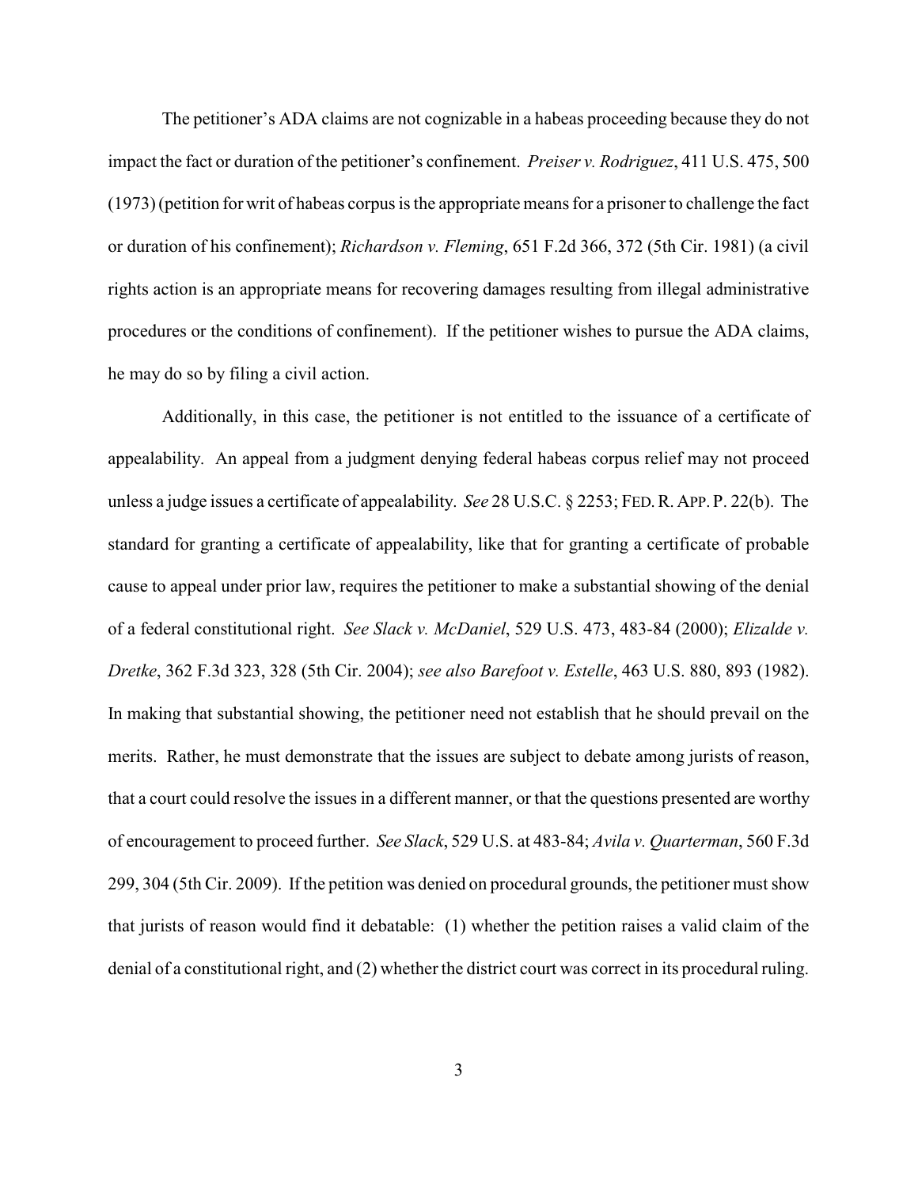The petitioner's ADA claims are not cognizable in a habeas proceeding because they do not impact the fact or duration of the petitioner's confinement. *Preiser v. Rodriguez*, 411 U.S. 475, 500 (1973) (petition for writ of habeas corpus is the appropriate means for a prisoner to challenge the fact or duration of his confinement); *Richardson v. Fleming*, 651 F.2d 366, 372 (5th Cir. 1981) (a civil rights action is an appropriate means for recovering damages resulting from illegal administrative procedures or the conditions of confinement). If the petitioner wishes to pursue the ADA claims, he may do so by filing a civil action.

Additionally, in this case, the petitioner is not entitled to the issuance of a certificate of appealability. An appeal from a judgment denying federal habeas corpus relief may not proceed unless a judge issues a certificate of appealability. *See* 28 U.S.C. § 2253; FED. R. APP. P. 22(b). The standard for granting a certificate of appealability, like that for granting a certificate of probable cause to appeal under prior law, requires the petitioner to make a substantial showing of the denial of a federal constitutional right. *See Slack v. McDaniel*, 529 U.S. 473, 483-84 (2000); *Elizalde v. Dretke*, 362 F.3d 323, 328 (5th Cir. 2004); *see also Barefoot v. Estelle*, 463 U.S. 880, 893 (1982). In making that substantial showing, the petitioner need not establish that he should prevail on the merits. Rather, he must demonstrate that the issues are subject to debate among jurists of reason, that a court could resolve the issues in a different manner, or that the questions presented are worthy of encouragement to proceed further. *See Slack*, 529 U.S. at 483-84; *Avila v. Quarterman*, 560 F.3d 299, 304 (5th Cir. 2009). If the petition was denied on procedural grounds, the petitioner must show that jurists of reason would find it debatable: (1) whether the petition raises a valid claim of the denial of a constitutional right, and (2) whether the district court was correct in its procedural ruling.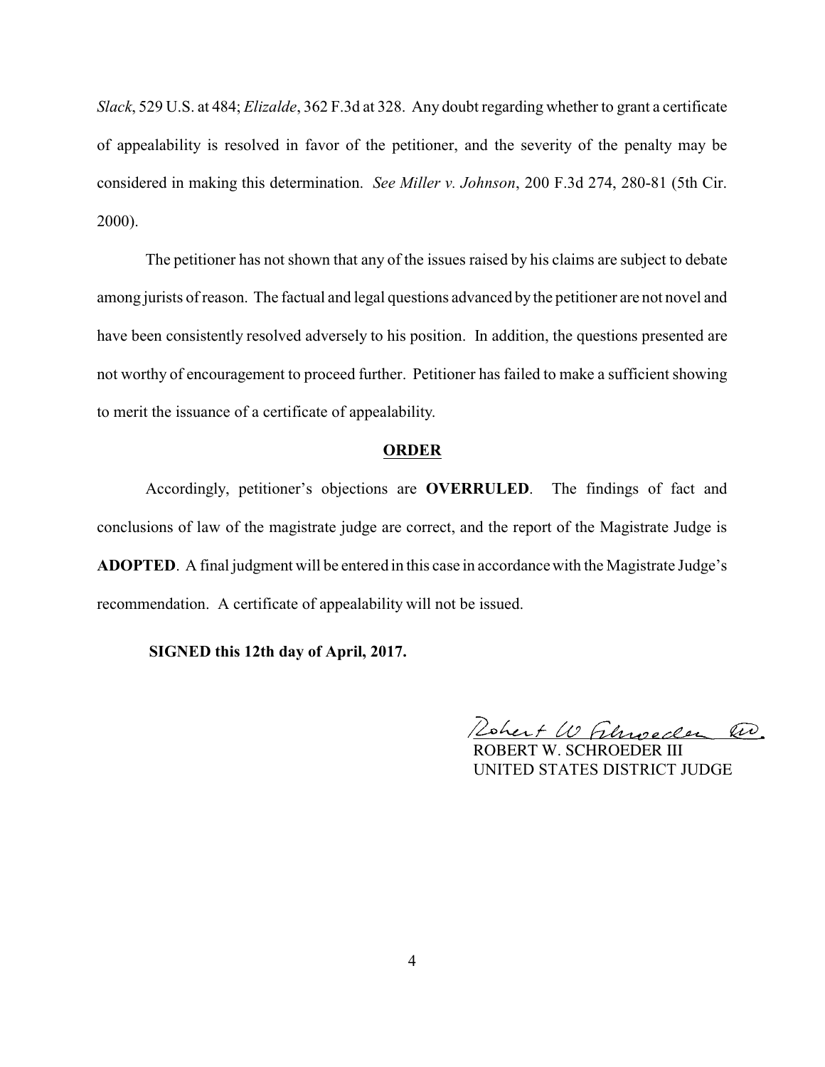*Slack*, 529 U.S. at 484; *Elizalde*, 362 F.3d at 328. Any doubt regarding whether to grant a certificate of appealability is resolved in favor of the petitioner, and the severity of the penalty may be considered in making this determination. *See Miller v. Johnson*, 200 F.3d 274, 280-81 (5th Cir. 2000).

The petitioner has not shown that any of the issues raised by his claims are subject to debate among jurists of reason. The factual and legal questions advanced by the petitioner are not novel and have been consistently resolved adversely to his position. In addition, the questions presented are not worthy of encouragement to proceed further. Petitioner has failed to make a sufficient showing to merit the issuance of a certificate of appealability.

## ORDER

Accordingly, petitioner's objections are **OVERRULED**. The findings of fact and conclusions of law of the magistrate judge are correct, and the report of the Magistrate Judge is **ADOPTED**. A final judgment will be entered in this case in accordance with the Magistrate Judge's recommendation. A certificate of appealability will not be issued.

**SIGNED this 12th day of April, 2017.**

Robert W Schroeder III

ROBERT W. SCHROEDER III
UNITED STATES DISTRICT JUDGE